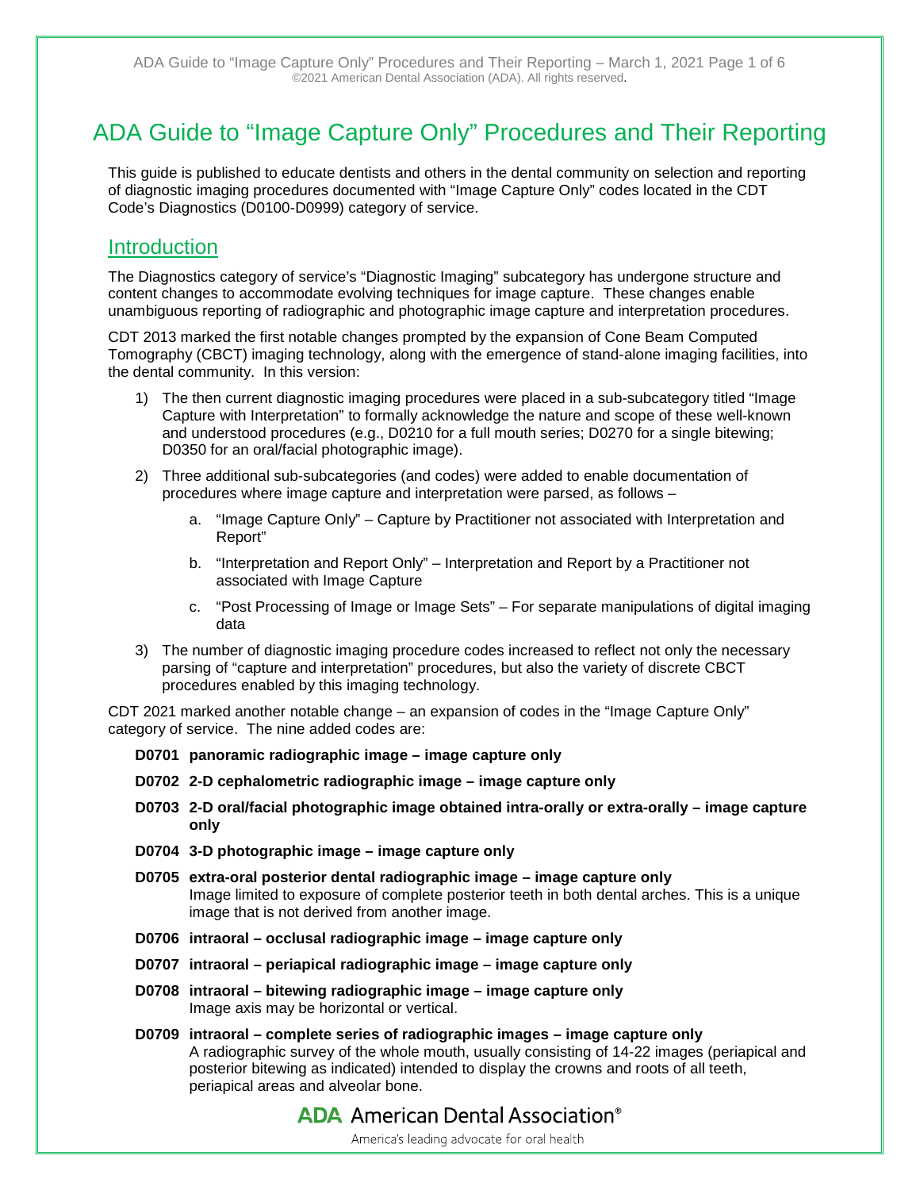# ADA Guide to "Image Capture Only" Procedures and Their Reporting

This guide is published to educate dentists and others in the dental community on selection and reporting of diagnostic imaging procedures documented with "Image Capture Only" codes located in the CDT Code's Diagnostics (D0100-D0999) category of service.

## Introduction

The Diagnostics category of service's "Diagnostic Imaging" subcategory has undergone structure and content changes to accommodate evolving techniques for image capture. These changes enable unambiguous reporting of radiographic and photographic image capture and interpretation procedures.

CDT 2013 marked the first notable changes prompted by the expansion of Cone Beam Computed Tomography (CBCT) imaging technology, along with the emergence of stand-alone imaging facilities, into the dental community. In this version:

1) The then current diagnostic imaging procedures were placed in a sub-subcategory titled "Image Capture with Interpretation" to formally acknowledge the nature and scope of these well-known and understood procedures (e.g., D0210 for a full mouth series; D0270 for a single bitewing; D0350 for an oral/facial photographic image).

2) Three additional sub-subcategories (and codes) were added to enable documentation of procedures where image capture and interpretation were parsed, as follows –

    a. "Image Capture Only" – Capture by Practitioner not associated with Interpretation and Report"

    b. "Interpretation and Report Only" – Interpretation and Report by a Practitioner not associated with Image Capture

    c. "Post Processing of Image or Image Sets" – For separate manipulations of digital imaging data

3) The number of diagnostic imaging procedure codes increased to reflect not only the necessary parsing of "capture and interpretation" procedures, but also the variety of discrete CBCT procedures enabled by this imaging technology.

CDT 2021 marked another notable change – an expansion of codes in the "Image Capture Only" category of service. The nine added codes are:

**D0701 panoramic radiographic image – image capture only**

**D0702 2-D cephalometric radiographic image – image capture only**

**D0703 2-D oral/facial photographic image obtained intra-orally or extra-orally – image capture only**

**D0704 3-D photographic image – image capture only**

**D0705 extra-oral posterior dental radiographic image – image capture only**
Image limited to exposure of complete posterior teeth in both dental arches. This is a unique image that is not derived from another image.

**D0706 intraoral – occlusal radiographic image – image capture only**

**D0707 intraoral – periapical radiographic image – image capture only**

**D0708 intraoral – bitewing radiographic image – image capture only**
Image axis may be horizontal or vertical.

**D0709 intraoral – complete series of radiographic images – image capture only**
A radiographic survey of the whole mouth, usually consisting of 14-22 images (periapical and posterior bitewing as indicated) intended to display the crowns and roots of all teeth, periapical areas and alveolar bone.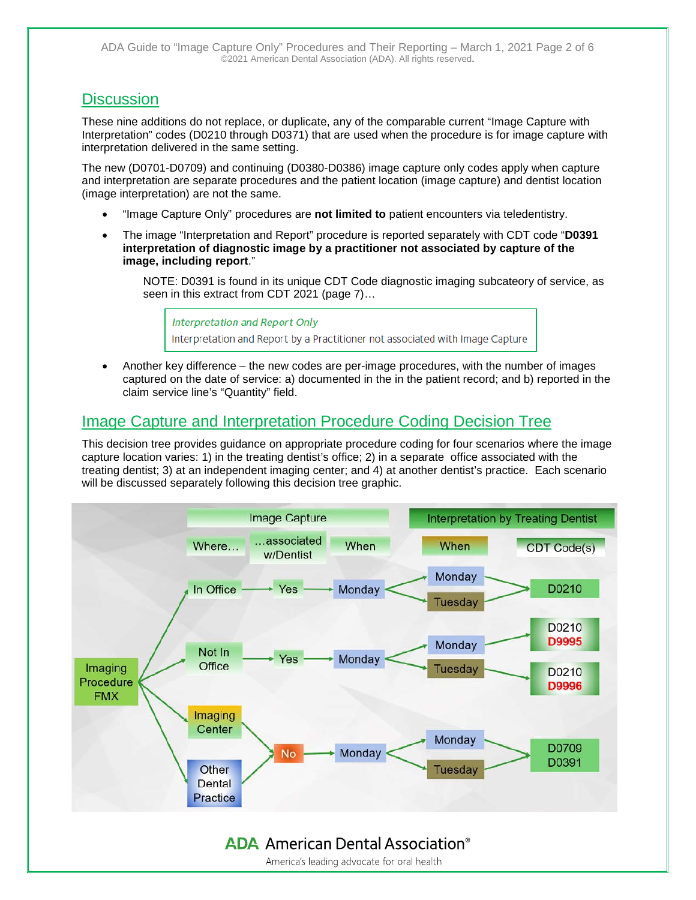## Discussion

These nine additions do not replace, or duplicate, any of the comparable current "Image Capture with Interpretation" codes (D0210 through D0371) that are used when the procedure is for image capture with interpretation delivered in the same setting.

The new (D0701-D0709) and continuing (D0380-D0386) image capture only codes apply when capture and interpretation are separate procedures and the patient location (image capture) and dentist location (image interpretation) are not the same.

- "Image Capture Only" procedures are **not limited to** patient encounters via teledentistry.
- The image "Interpretation and Report" procedure is reported separately with CDT code "**D0391 interpretation of diagnostic image by a practitioner not associated by capture of the image, including report**."

  NOTE: D0391 is found in its unique CDT Code diagnostic imaging subcateory of service, as seen in this extract from CDT 2021 (page 7)…

  > *Interpretation and Report Only*
  > Interpretation and Report by a Practitioner not associated with Image Capture

- Another key difference – the new codes are per-image procedures, with the number of images captured on the date of service: a) documented in the in the patient record; and b) reported in the claim service line's "Quantity" field.

## Image Capture and Interpretation Procedure Coding Decision Tree

This decision tree provides guidance on appropriate procedure coding for four scenarios where the image capture location varies: 1) in the treating dentist's office; 2) in a separate office associated with the treating dentist; 3) at an independent imaging center; and 4) at another dentist's practice. Each scenario will be discussed separately following this decision tree graphic.

| Imaging Procedure | Image Capture: Where… | Image Capture: …associated w/Dentist | Image Capture: When | Interpretation by Treating Dentist: When | Interpretation by Treating Dentist: CDT Code(s) |
|---|---|---|---|---|---|
| FMX | In Office | Yes | Monday | Monday | D0210 |
| FMX | In Office | Yes | Monday | Tuesday | D0210 |
| FMX | Not In Office | Yes | Monday | Monday | D0210 D9995 |
| FMX | Not In Office | Yes | Monday | Tuesday | D0210 D9996 |
| FMX | Imaging Center | No | Monday | Monday | D0709 D0391 |
| FMX | Imaging Center | No | Monday | Tuesday | D0709 D0391 |
| FMX | Other Dental Practice | No | Monday | Monday | D0709 D0391 |
| FMX | Other Dental Practice | No | Monday | Tuesday | D0709 D0391 |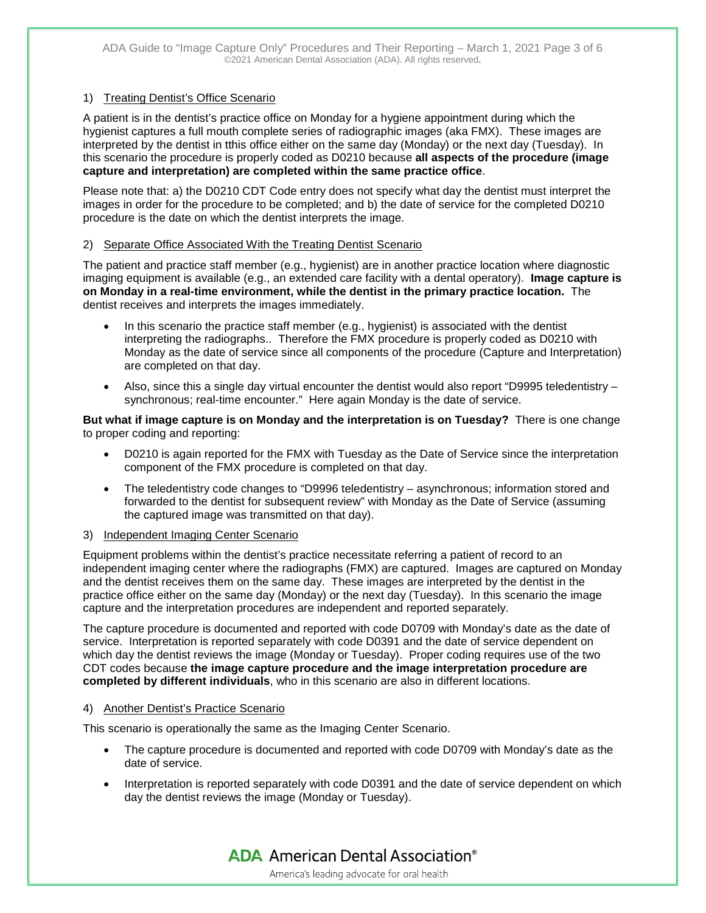1) Treating Dentist's Office Scenario

A patient is in the dentist's practice office on Monday for a hygiene appointment during which the hygienist captures a full mouth complete series of radiographic images (aka FMX). These images are interpreted by the dentist in tthis office either on the same day (Monday) or the next day (Tuesday). In this scenario the procedure is properly coded as D0210 because **all aspects of the procedure (image capture and interpretation) are completed within the same practice office**.

Please note that: a) the D0210 CDT Code entry does not specify what day the dentist must interpret the images in order for the procedure to be completed; and b) the date of service for the completed D0210 procedure is the date on which the dentist interprets the image.

2) Separate Office Associated With the Treating Dentist Scenario

The patient and practice staff member (e.g., hygienist) are in another practice location where diagnostic imaging equipment is available (e.g., an extended care facility with a dental operatory). **Image capture is on Monday in a real-time environment, while the dentist in the primary practice location.** The dentist receives and interprets the images immediately.

- In this scenario the practice staff member (e.g., hygienist) is associated with the dentist interpreting the radiographs.. Therefore the FMX procedure is properly coded as D0210 with Monday as the date of service since all components of the procedure (Capture and Interpretation) are completed on that day.
- Also, since this a single day virtual encounter the dentist would also report "D9995 teledentistry – synchronous; real-time encounter." Here again Monday is the date of service.

**But what if image capture is on Monday and the interpretation is on Tuesday?** There is one change to proper coding and reporting:

- D0210 is again reported for the FMX with Tuesday as the Date of Service since the interpretation component of the FMX procedure is completed on that day.
- The teledentistry code changes to "D9996 teledentistry – asynchronous; information stored and forwarded to the dentist for subsequent review" with Monday as the Date of Service (assuming the captured image was transmitted on that day).

3) Independent Imaging Center Scenario

Equipment problems within the dentist's practice necessitate referring a patient of record to an independent imaging center where the radiographs (FMX) are captured. Images are captured on Monday and the dentist receives them on the same day. These images are interpreted by the dentist in the practice office either on the same day (Monday) or the next day (Tuesday). In this scenario the image capture and the interpretation procedures are independent and reported separately.

The capture procedure is documented and reported with code D0709 with Monday's date as the date of service. Interpretation is reported separately with code D0391 and the date of service dependent on which day the dentist reviews the image (Monday or Tuesday). Proper coding requires use of the two CDT codes because **the image capture procedure and the image interpretation procedure are completed by different individuals**, who in this scenario are also in different locations.

4) Another Dentist's Practice Scenario

This scenario is operationally the same as the Imaging Center Scenario.

- The capture procedure is documented and reported with code D0709 with Monday's date as the date of service.
- Interpretation is reported separately with code D0391 and the date of service dependent on which day the dentist reviews the image (Monday or Tuesday).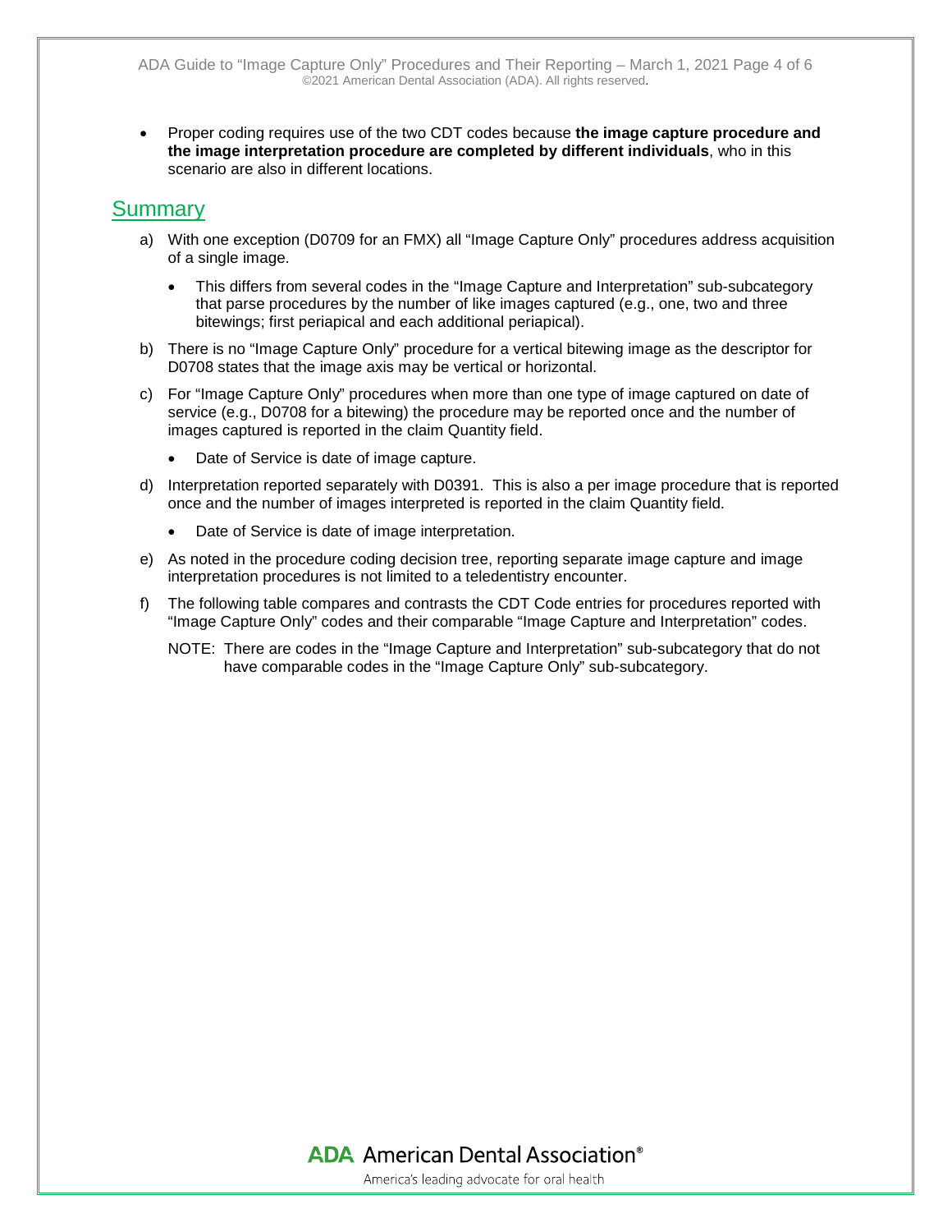- Proper coding requires use of the two CDT codes because **the image capture procedure and the image interpretation procedure are completed by different individuals**, who in this scenario are also in different locations.

## Summary

a) With one exception (D0709 for an FMX) all "Image Capture Only" procedures address acquisition of a single image.

- This differs from several codes in the "Image Capture and Interpretation" sub-subcategory that parse procedures by the number of like images captured (e.g., one, two and three bitewings; first periapical and each additional periapical).

b) There is no "Image Capture Only" procedure for a vertical bitewing image as the descriptor for D0708 states that the image axis may be vertical or horizontal.

c) For "Image Capture Only" procedures when more than one type of image captured on date of service (e.g., D0708 for a bitewing) the procedure may be reported once and the number of images captured is reported in the claim Quantity field.

- Date of Service is date of image capture.

d) Interpretation reported separately with D0391. This is also a per image procedure that is reported once and the number of images interpreted is reported in the claim Quantity field.

- Date of Service is date of image interpretation.

e) As noted in the procedure coding decision tree, reporting separate image capture and image interpretation procedures is not limited to a teledentistry encounter.

f) The following table compares and contrasts the CDT Code entries for procedures reported with "Image Capture Only" codes and their comparable "Image Capture and Interpretation" codes.

NOTE: There are codes in the "Image Capture and Interpretation" sub-subcategory that do not have comparable codes in the "Image Capture Only" sub-subcategory.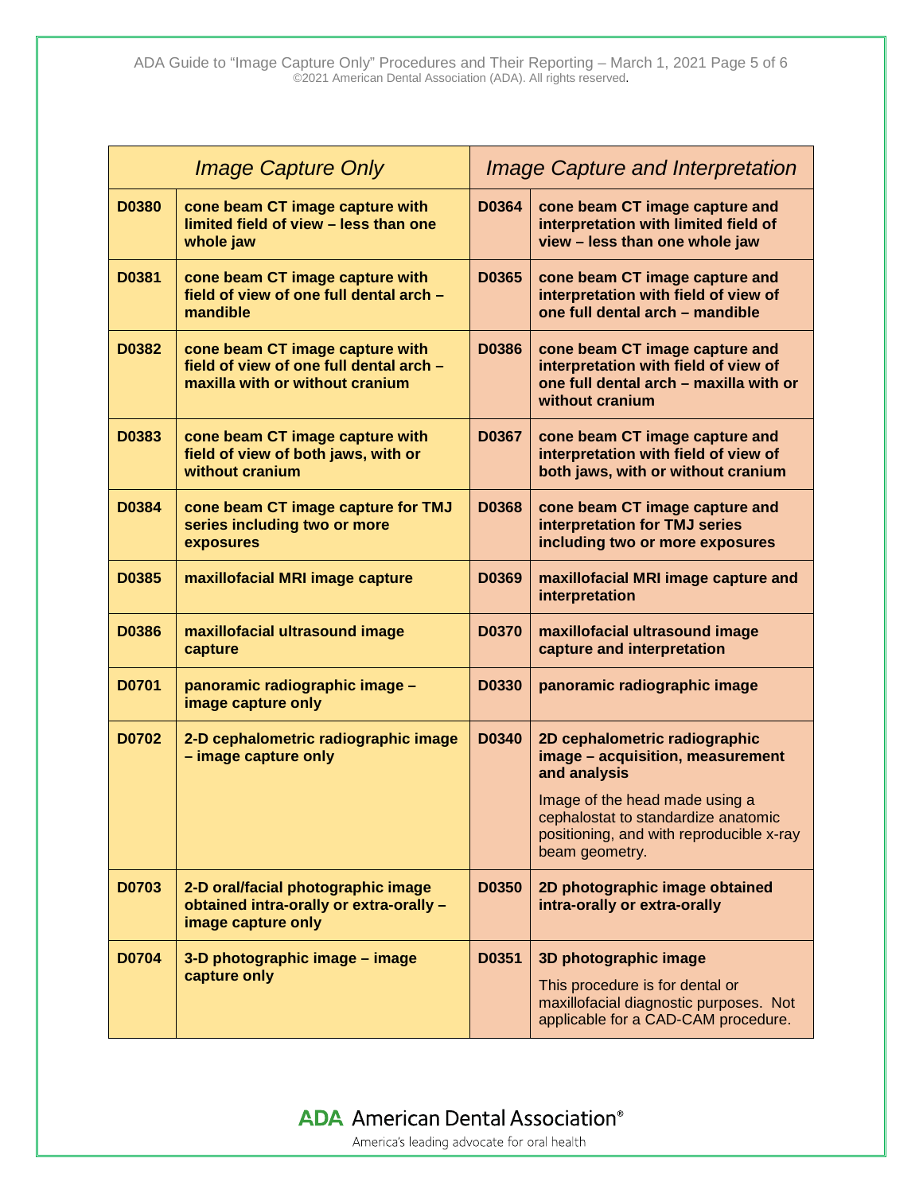| Image Capture Only | | Image Capture and Interpretation | |
|---|---|---|---|
| **D0380** | **cone beam CT image capture with limited field of view – less than one whole jaw** | **D0364** | **cone beam CT image capture and interpretation with limited field of view – less than one whole jaw** |
| **D0381** | **cone beam CT image capture with field of view of one full dental arch – mandible** | **D0365** | **cone beam CT image capture and interpretation with field of view of one full dental arch – mandible** |
| **D0382** | **cone beam CT image capture with field of view of one full dental arch – maxilla with or without cranium** | **D0386** | **cone beam CT image capture and interpretation with field of view of one full dental arch – maxilla with or without cranium** |
| **D0383** | **cone beam CT image capture with field of view of both jaws, with or without cranium** | **D0367** | **cone beam CT image capture and interpretation with field of view of both jaws, with or without cranium** |
| **D0384** | **cone beam CT image capture for TMJ series including two or more exposures** | **D0368** | **cone beam CT image capture and interpretation for TMJ series including two or more exposures** |
| **D0385** | **maxillofacial MRI image capture** | **D0369** | **maxillofacial MRI image capture and interpretation** |
| **D0386** | **maxillofacial ultrasound image capture** | **D0370** | **maxillofacial ultrasound image capture and interpretation** |
| **D0701** | **panoramic radiographic image – image capture only** | **D0330** | **panoramic radiographic image** |
| **D0702** | **2-D cephalometric radiographic image – image capture only** | **D0340** | **2D cephalometric radiographic image – acquisition, measurement and analysis**<br><br>Image of the head made using a cephalostat to standardize anatomic positioning, and with reproducible x-ray beam geometry. |
| **D0703** | **2-D oral/facial photographic image obtained intra-orally or extra-orally – image capture only** | **D0350** | **2D photographic image obtained intra-orally or extra-orally** |
| **D0704** | **3-D photographic image – image capture only** | **D0351** | **3D photographic image**<br><br>This procedure is for dental or maxillofacial diagnostic purposes. Not applicable for a CAD-CAM procedure. |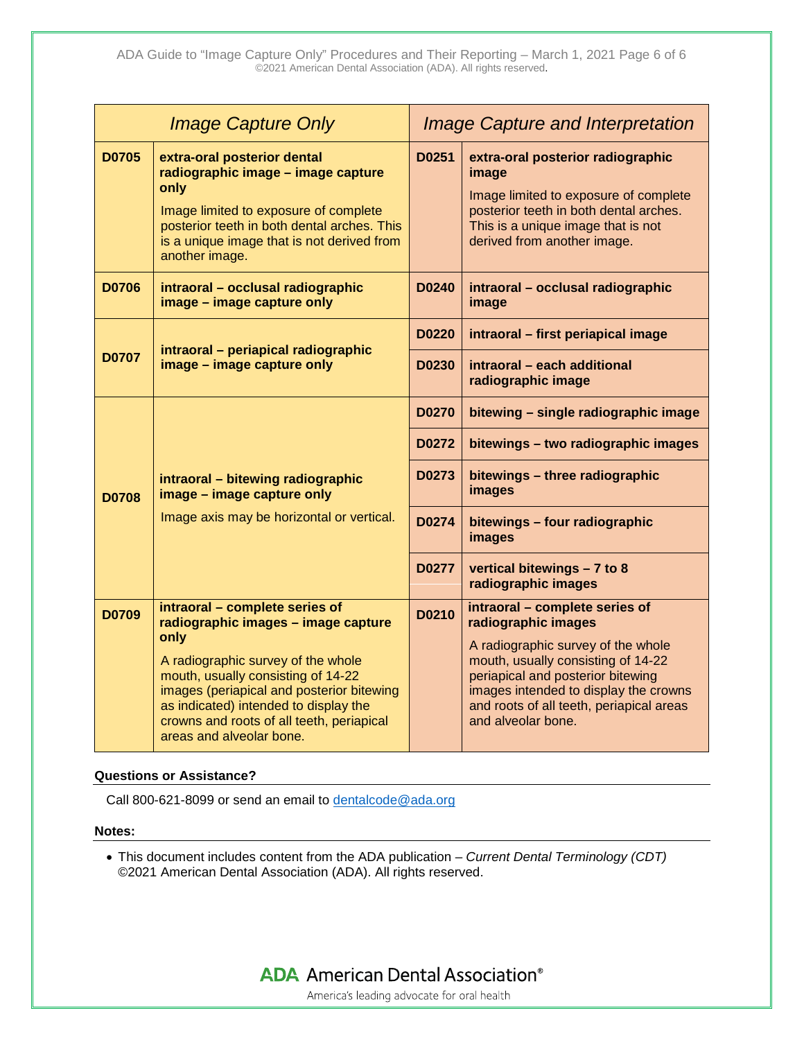| Image Capture Only | | Image Capture and Interpretation | |
|---|---|---|---|
| **D0705** | **extra-oral posterior dental radiographic image – image capture only** Image limited to exposure of complete posterior teeth in both dental arches. This is a unique image that is not derived from another image. | **D0251** | **extra-oral posterior radiographic image** Image limited to exposure of complete posterior teeth in both dental arches. This is a unique image that is not derived from another image. |
| **D0706** | **intraoral – occlusal radiographic image – image capture only** | **D0240** | **intraoral – occlusal radiographic image** |
| **D0707** | **intraoral – periapical radiographic image – image capture only** | **D0220** | **intraoral – first periapical image** |
| | | **D0230** | **intraoral – each additional radiographic image** |
| **D0708** | **intraoral – bitewing radiographic image – image capture only** Image axis may be horizontal or vertical. | **D0270** | **bitewing – single radiographic image** |
| | | **D0272** | **bitewings – two radiographic images** |
| | | **D0273** | **bitewings – three radiographic images** |
| | | **D0274** | **bitewings – four radiographic images** |
| | | **D0277** | **vertical bitewings – 7 to 8 radiographic images** |
| **D0709** | **intraoral – complete series of radiographic images – image capture only** A radiographic survey of the whole mouth, usually consisting of 14-22 images (periapical and posterior bitewing as indicated) intended to display the crowns and roots of all teeth, periapical areas and alveolar bone. | **D0210** | **intraoral – complete series of radiographic images** A radiographic survey of the whole mouth, usually consisting of 14-22 periapical and posterior bitewing images intended to display the crowns and roots of all teeth, periapical areas and alveolar bone. |

**Questions or Assistance?**

Call 800-621-8099 or send an email to dentalcode@ada.org

**Notes:**

- This document includes content from the ADA publication – *Current Dental Terminology (CDT)* ©2021 American Dental Association (ADA). All rights reserved.

ADA American Dental Association®

America's leading advocate for oral health